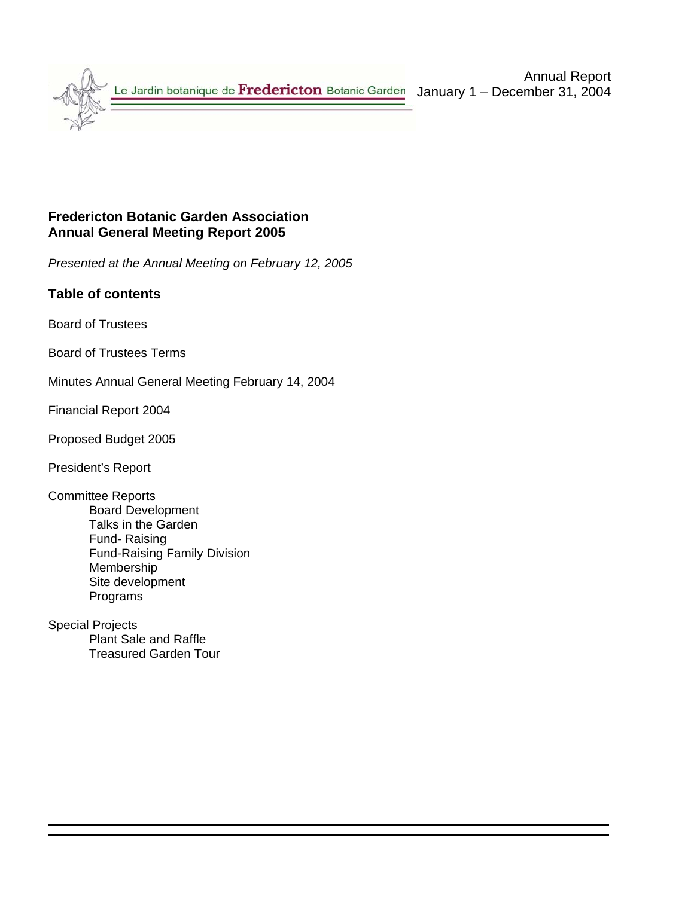Le Jardin botanique de **Fredericton** Botanic Garden

Annual Report
January 1 – December 31, 2004

**Fredericton Botanic Garden Association**
**Annual General Meeting Report 2005**

*Presented at the Annual Meeting on February 12, 2005*

## Table of contents

Board of Trustees

Board of Trustees Terms

Minutes Annual General Meeting February 14, 2004

Financial Report 2004

Proposed Budget 2005

President's Report

Committee Reports
- Board Development
- Talks in the Garden
- Fund- Raising
- Fund-Raising Family Division
- Membership
- Site development
- Programs

Special Projects
- Plant Sale and Raffle
- Treasured Garden Tour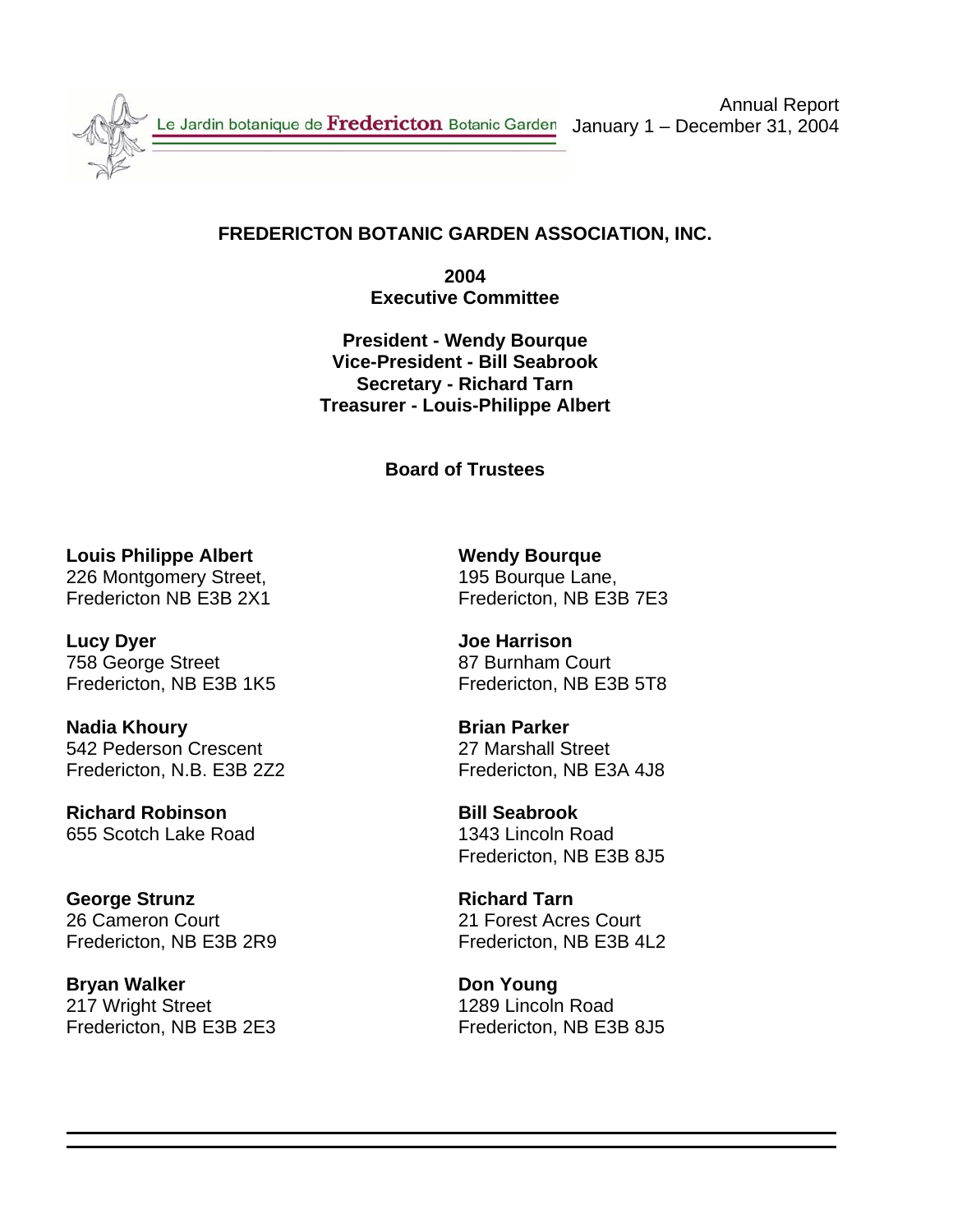Le Jardin botanique de **Fredericton** Botanic Garden

Annual Report
January 1 – December 31, 2004

## FREDERICTON BOTANIC GARDEN ASSOCIATION, INC.

**2004**
**Executive Committee**

**President - Wendy Bourque**
**Vice-President - Bill Seabrook**
**Secretary - Richard Tarn**
**Treasurer - Louis-Philippe Albert**

### Board of Trustees

**Louis Philippe Albert**
226 Montgomery Street,
Fredericton NB E3B 2X1

**Wendy Bourque**
195 Bourque Lane,
Fredericton, NB E3B 7E3

**Lucy Dyer**
758 George Street
Fredericton, NB E3B 1K5

**Joe Harrison**
87 Burnham Court
Fredericton, NB E3B 5T8

**Nadia Khoury**
542 Pederson Crescent
Fredericton, N.B. E3B 2Z2

**Brian Parker**
27 Marshall Street
Fredericton, NB E3A 4J8

**Richard Robinson**
655 Scotch Lake Road

**Bill Seabrook**
1343 Lincoln Road
Fredericton, NB E3B 8J5

**George Strunz**
26 Cameron Court
Fredericton, NB E3B 2R9

**Richard Tarn**
21 Forest Acres Court
Fredericton, NB E3B 4L2

**Bryan Walker**
217 Wright Street
Fredericton, NB E3B 2E3

**Don Young**
1289 Lincoln Road
Fredericton, NB E3B 8J5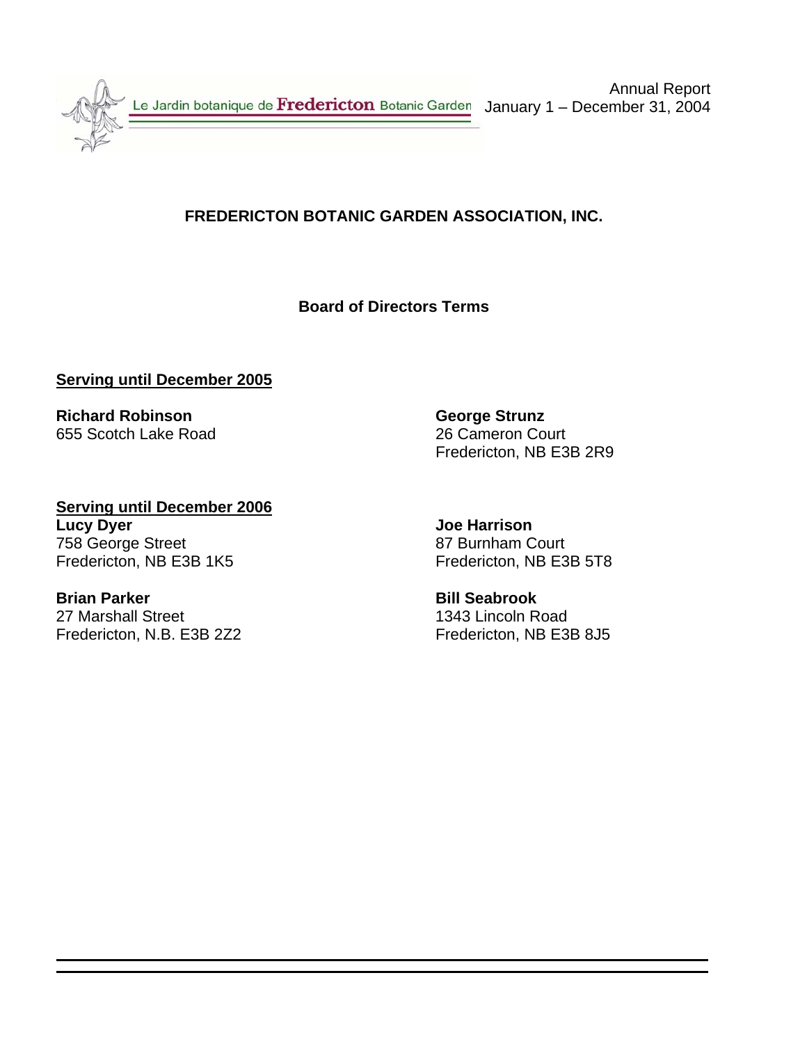# FREDERICTON BOTANIC GARDEN ASSOCIATION, INC.

## Board of Directors Terms

**Serving until December 2005**

**Richard Robinson**
655 Scotch Lake Road

**George Strunz**
26 Cameron Court
Fredericton, NB E3B 2R9

**Serving until December 2006**

**Lucy Dyer**
758 George Street
Fredericton, NB E3B 1K5

**Joe Harrison**
87 Burnham Court
Fredericton, NB E3B 5T8

**Brian Parker**
27 Marshall Street
Fredericton, N.B. E3B 2Z2

**Bill Seabrook**
1343 Lincoln Road
Fredericton, NB E3B 8J5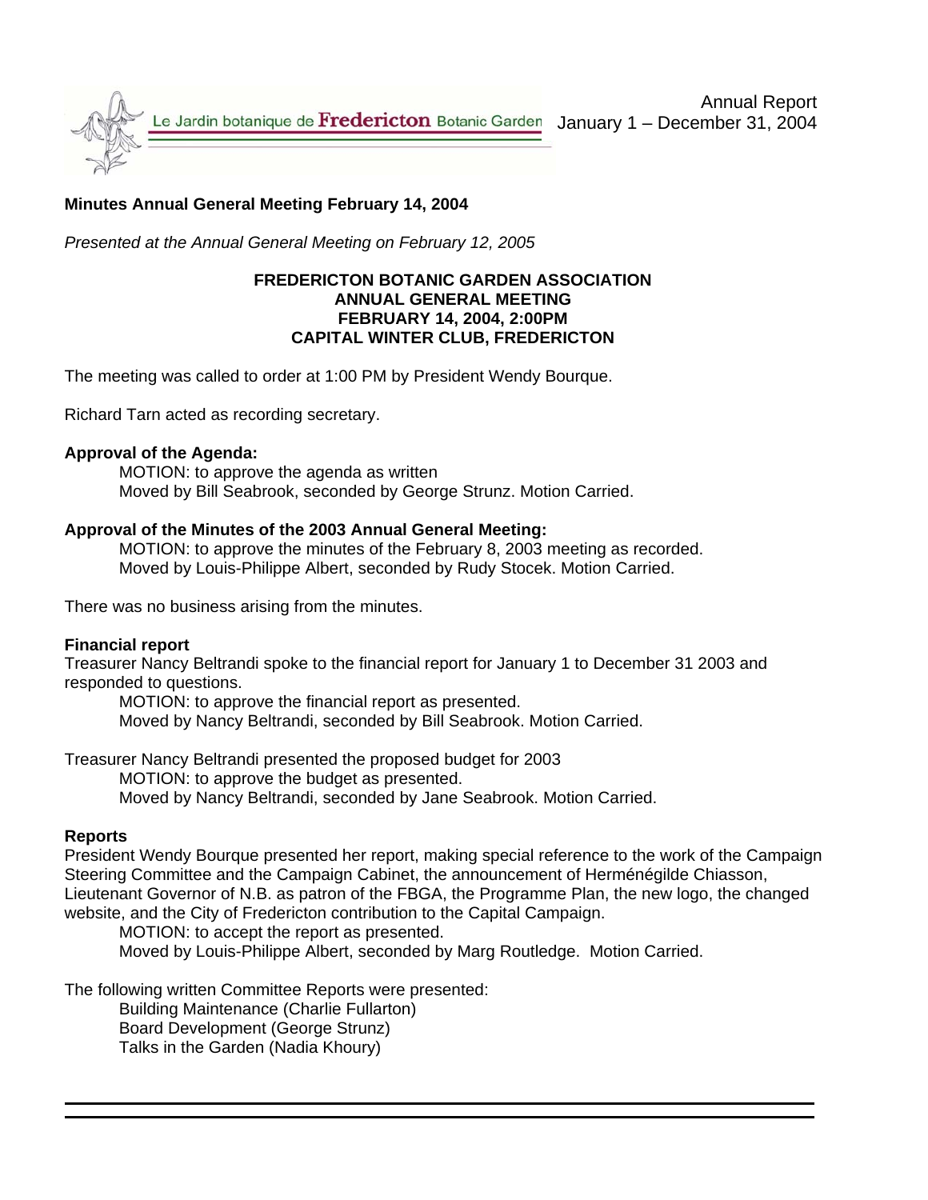**Minutes Annual General Meeting February 14, 2004**

*Presented at the Annual General Meeting on February 12, 2005*

**FREDERICTON BOTANIC GARDEN ASSOCIATION**
**ANNUAL GENERAL MEETING**
**FEBRUARY 14, 2004, 2:00PM**
**CAPITAL WINTER CLUB, FREDERICTON**

The meeting was called to order at 1:00 PM by President Wendy Bourque.

Richard Tarn acted as recording secretary.

**Approval of the Agenda:**

MOTION: to approve the agenda as written
Moved by Bill Seabrook, seconded by George Strunz. Motion Carried.

**Approval of the Minutes of the 2003 Annual General Meeting:**

MOTION: to approve the minutes of the February 8, 2003 meeting as recorded.
Moved by Louis-Philippe Albert, seconded by Rudy Stocek. Motion Carried.

There was no business arising from the minutes.

**Financial report**

Treasurer Nancy Beltrandi spoke to the financial report for January 1 to December 31 2003 and responded to questions.

MOTION: to approve the financial report as presented.
Moved by Nancy Beltrandi, seconded by Bill Seabrook. Motion Carried.

Treasurer Nancy Beltrandi presented the proposed budget for 2003

MOTION: to approve the budget as presented.
Moved by Nancy Beltrandi, seconded by Jane Seabrook. Motion Carried.

**Reports**

President Wendy Bourque presented her report, making special reference to the work of the Campaign Steering Committee and the Campaign Cabinet, the announcement of Herménégilde Chiasson, Lieutenant Governor of N.B. as patron of the FBGA, the Programme Plan, the new logo, the changed website, and the City of Fredericton contribution to the Capital Campaign.

MOTION: to accept the report as presented.
Moved by Louis-Philippe Albert, seconded by Marg Routledge. Motion Carried.

The following written Committee Reports were presented:

Building Maintenance (Charlie Fullarton)
Board Development (George Strunz)
Talks in the Garden (Nadia Khoury)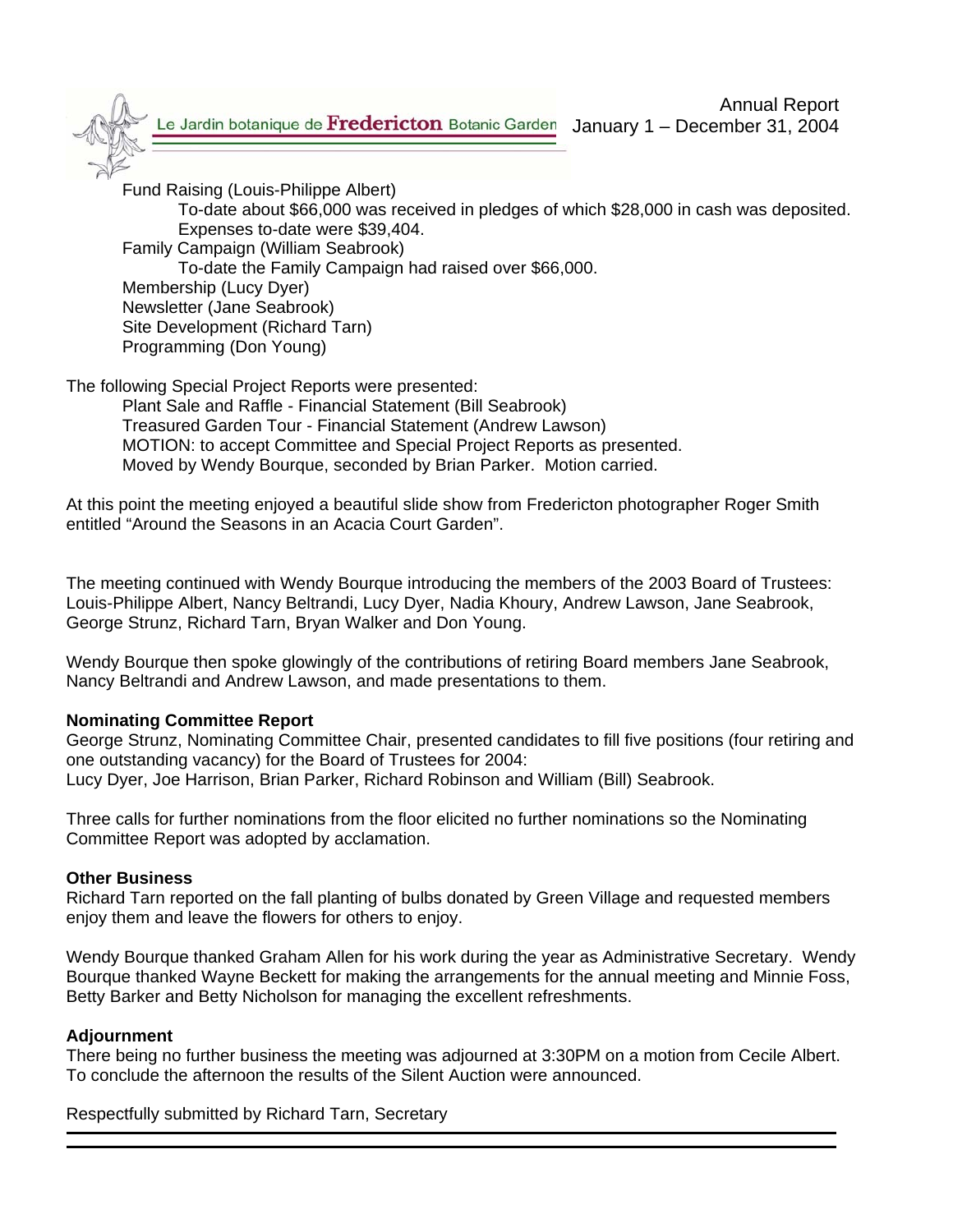Fund Raising (Louis-Philippe Albert)

To-date about $66,000 was received in pledges of which $28,000 in cash was deposited. Expenses to-date were $39,404.

Family Campaign (William Seabrook)

To-date the Family Campaign had raised over $66,000.

Membership (Lucy Dyer)

Newsletter (Jane Seabrook)

Site Development (Richard Tarn)

Programming (Don Young)

The following Special Project Reports were presented:

Plant Sale and Raffle - Financial Statement (Bill Seabrook)

Treasured Garden Tour - Financial Statement (Andrew Lawson)

MOTION: to accept Committee and Special Project Reports as presented.

Moved by Wendy Bourque, seconded by Brian Parker. Motion carried.

At this point the meeting enjoyed a beautiful slide show from Fredericton photographer Roger Smith entitled "Around the Seasons in an Acacia Court Garden".

The meeting continued with Wendy Bourque introducing the members of the 2003 Board of Trustees: Louis-Philippe Albert, Nancy Beltrandi, Lucy Dyer, Nadia Khoury, Andrew Lawson, Jane Seabrook, George Strunz, Richard Tarn, Bryan Walker and Don Young.

Wendy Bourque then spoke glowingly of the contributions of retiring Board members Jane Seabrook, Nancy Beltrandi and Andrew Lawson, and made presentations to them.

**Nominating Committee Report**

George Strunz, Nominating Committee Chair, presented candidates to fill five positions (four retiring and one outstanding vacancy) for the Board of Trustees for 2004:
Lucy Dyer, Joe Harrison, Brian Parker, Richard Robinson and William (Bill) Seabrook.

Three calls for further nominations from the floor elicited no further nominations so the Nominating Committee Report was adopted by acclamation.

**Other Business**

Richard Tarn reported on the fall planting of bulbs donated by Green Village and requested members enjoy them and leave the flowers for others to enjoy.

Wendy Bourque thanked Graham Allen for his work during the year as Administrative Secretary. Wendy Bourque thanked Wayne Beckett for making the arrangements for the annual meeting and Minnie Foss, Betty Barker and Betty Nicholson for managing the excellent refreshments.

**Adjournment**

There being no further business the meeting was adjourned at 3:30PM on a motion from Cecile Albert. To conclude the afternoon the results of the Silent Auction were announced.

Respectfully submitted by Richard Tarn, Secretary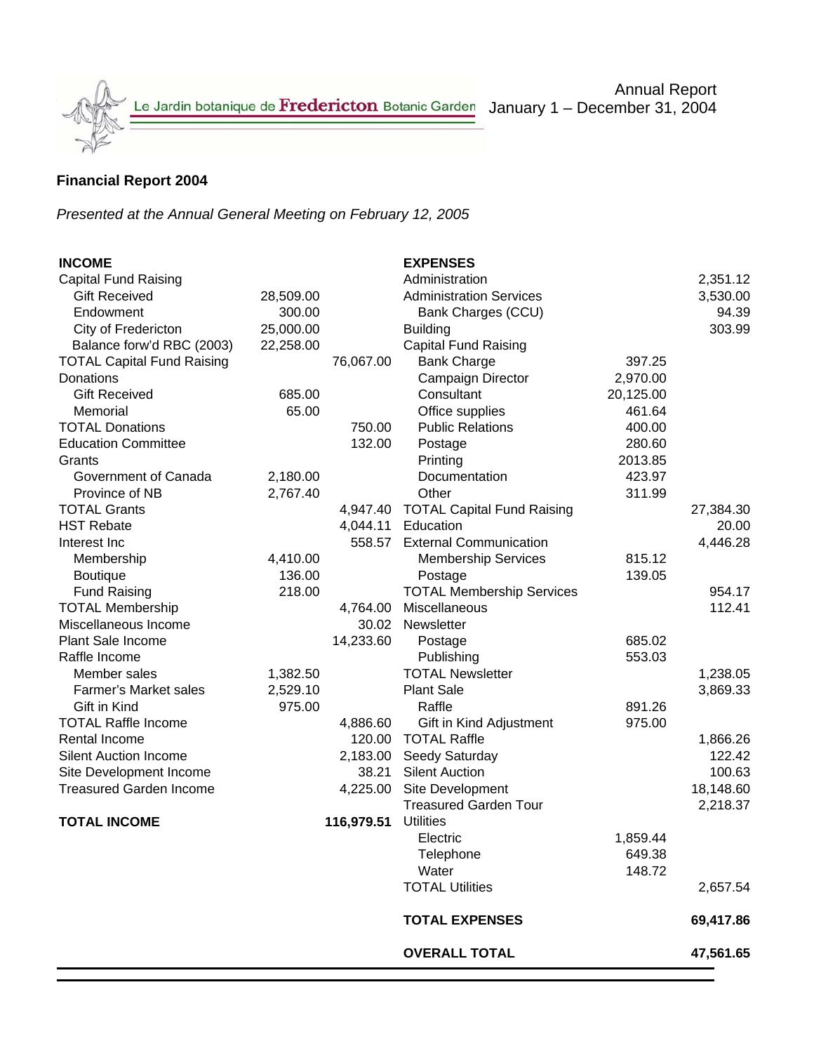Le Jardin botanique de **Fredericton** Botanic Garden

Annual Report
January 1 – December 31, 2004

**Financial Report 2004**

*Presented at the Annual General Meeting on February 12, 2005*

| INCOME | | |
|---|---|---|
| Capital Fund Raising | | |
| Gift Received | 28,509.00 | |
| Endowment | 300.00 | |
| City of Fredericton | 25,000.00 | |
| Balance forw'd RBC (2003) | 22,258.00 | |
| TOTAL Capital Fund Raising | | 76,067.00 |
| Donations | | |
| Gift Received | 685.00 | |
| Memorial | 65.00 | |
| TOTAL Donations | | 750.00 |
| Education Committee | | 132.00 |
| Grants | | |
| Government of Canada | 2,180.00 | |
| Province of NB | 2,767.40 | |
| TOTAL Grants | | 4,947.40 |
| HST Rebate | | 4,044.11 |
| Interest Inc | | 558.57 |
| Membership | 4,410.00 | |
| Boutique | 136.00 | |
| Fund Raising | 218.00 | |
| TOTAL Membership | | 4,764.00 |
| Miscellaneous Income | | 30.02 |
| Plant Sale Income | | 14,233.60 |
| Raffle Income | | |
| Member sales | 1,382.50 | |
| Farmer's Market sales | 2,529.10 | |
| Gift in Kind | 975.00 | |
| TOTAL Raffle Income | | 4,886.60 |
| Rental Income | | 120.00 |
| Silent Auction Income | | 2,183.00 |
| Site Development Income | | 38.21 |
| Treasured Garden Income | | 4,225.00 |
| **TOTAL INCOME** | | **116,979.51** |

| EXPENSES | | |
|---|---|---|
| Administration | | 2,351.12 |
| Administration Services | | 3,530.00 |
| Bank Charges (CCU) | | 94.39 |
| Building | | 303.99 |
| Capital Fund Raising | | |
| Bank Charge | 397.25 | |
| Campaign Director | 2,970.00 | |
| Consultant | 20,125.00 | |
| Office supplies | 461.64 | |
| Public Relations | 400.00 | |
| Postage | 280.60 | |
| Printing | 2013.85 | |
| Documentation | 423.97 | |
| Other | 311.99 | |
| TOTAL Capital Fund Raising | | 27,384.30 |
| Education | | 20.00 |
| External Communication | | 4,446.28 |
| Membership Services | 815.12 | |
| Postage | 139.05 | |
| TOTAL Membership Services | | 954.17 |
| Miscellaneous | | 112.41 |
| Newsletter | | |
| Postage | 685.02 | |
| Publishing | 553.03 | |
| TOTAL Newsletter | | 1,238.05 |
| Plant Sale | | 3,869.33 |
| Raffle | 891.26 | |
| Gift in Kind Adjustment | 975.00 | |
| TOTAL Raffle | | 1,866.26 |
| Seedy Saturday | | 122.42 |
| Silent Auction | | 100.63 |
| Site Development | | 18,148.60 |
| Treasured Garden Tour | | 2,218.37 |
| Utilities | | |
| Electric | 1,859.44 | |
| Telephone | 649.38 | |
| Water | 148.72 | |
| TOTAL Utilities | | 2,657.54 |
| **TOTAL EXPENSES** | | **69,417.86** |
| **OVERALL TOTAL** | | **47,561.65** |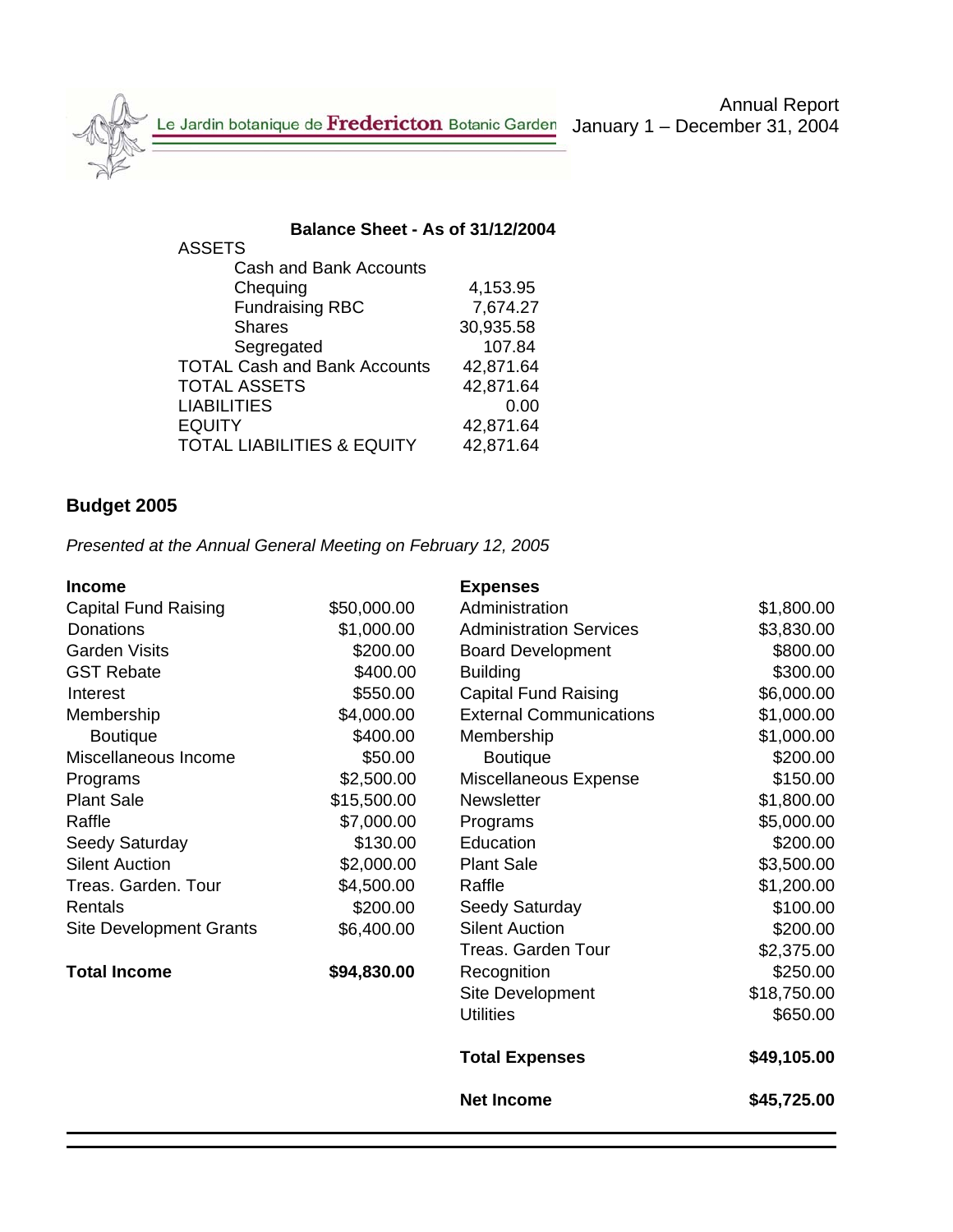Le Jardin botanique de **Fredericton** Botanic Garden

Annual Report
January 1 – December 31, 2004

**Balance Sheet - As of 31/12/2004**

| | |
|---|---|
| ASSETS | |
| Cash and Bank Accounts | |
| Chequing | 4,153.95 |
| Fundraising RBC | 7,674.27 |
| Shares | 30,935.58 |
| Segregated | 107.84 |
| TOTAL Cash and Bank Accounts | 42,871.64 |
| TOTAL ASSETS | 42,871.64 |
| LIABILITIES | 0.00 |
| EQUITY | 42,871.64 |
| TOTAL LIABILITIES & EQUITY | 42,871.64 |

## Budget 2005

*Presented at the Annual General Meeting on February 12, 2005*

| **Income** | | **Expenses** | |
|---|---|---|---|
| Capital Fund Raising | $50,000.00 | Administration | $1,800.00 |
| Donations | $1,000.00 | Administration Services | $3,830.00 |
| Garden Visits | $200.00 | Board Development | $800.00 |
| GST Rebate | $400.00 | Building | $300.00 |
| Interest | $550.00 | Capital Fund Raising | $6,000.00 |
| Membership | $4,000.00 | External Communications | $1,000.00 |
| Boutique | $400.00 | Membership | $1,000.00 |
| Miscellaneous Income | $50.00 | Boutique | $200.00 |
| Programs | $2,500.00 | Miscellaneous Expense | $150.00 |
| Plant Sale | $15,500.00 | Newsletter | $1,800.00 |
| Raffle | $7,000.00 | Programs | $5,000.00 |
| Seedy Saturday | $130.00 | Education | $200.00 |
| Silent Auction | $2,000.00 | Plant Sale | $3,500.00 |
| Treas. Garden. Tour | $4,500.00 | Raffle | $1,200.00 |
| Rentals | $200.00 | Seedy Saturday | $100.00 |
| Site Development Grants | $6,400.00 | Silent Auction | $200.00 |
| | | Treas. Garden Tour | $2,375.00 |
| **Total Income** | **$94,830.00** | Recognition | $250.00 |
| | | Site Development | $18,750.00 |
| | | Utilities | $650.00 |
| | | **Total Expenses** | **$49,105.00** |
| | | **Net Income** | **$45,725.00** |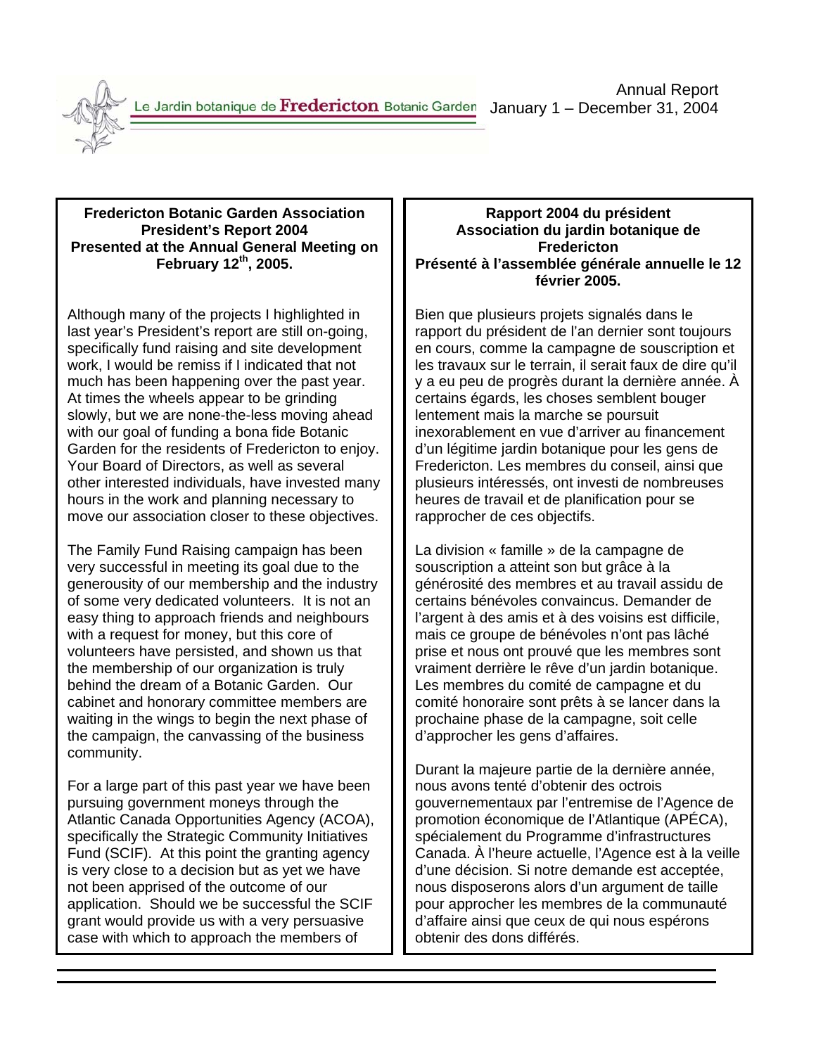Le Jardin botanique de **Fredericton** Botanic Garden

Annual Report
January 1 – December 31, 2004

**Fredericton Botanic Garden Association**
**President's Report 2004**
**Presented at the Annual General Meeting on February 12th, 2005.**

Although many of the projects I highlighted in last year's President's report are still on-going, specifically fund raising and site development work, I would be remiss if I indicated that not much has been happening over the past year. At times the wheels appear to be grinding slowly, but we are none-the-less moving ahead with our goal of funding a bona fide Botanic Garden for the residents of Fredericton to enjoy. Your Board of Directors, as well as several other interested individuals, have invested many hours in the work and planning necessary to move our association closer to these objectives.

The Family Fund Raising campaign has been very successful in meeting its goal due to the generousity of our membership and the industry of some very dedicated volunteers. It is not an easy thing to approach friends and neighbours with a request for money, but this core of volunteers have persisted, and shown us that the membership of our organization is truly behind the dream of a Botanic Garden. Our cabinet and honorary committee members are waiting in the wings to begin the next phase of the campaign, the canvassing of the business community.

For a large part of this past year we have been pursuing government moneys through the Atlantic Canada Opportunities Agency (ACOA), specifically the Strategic Community Initiatives Fund (SCIF). At this point the granting agency is very close to a decision but as yet we have not been apprised of the outcome of our application. Should we be successful the SCIF grant would provide us with a very persuasive case with which to approach the members of

**Rapport 2004 du président**
**Association du jardin botanique de Fredericton**
**Présenté à l'assemblée générale annuelle le 12 février 2005.**

Bien que plusieurs projets signalés dans le rapport du président de l'an dernier sont toujours en cours, comme la campagne de souscription et les travaux sur le terrain, il serait faux de dire qu'il y a eu peu de progrès durant la dernière année. À certains égards, les choses semblent bouger lentement mais la marche se poursuit inexorablement en vue d'arriver au financement d'un légitime jardin botanique pour les gens de Fredericton. Les membres du conseil, ainsi que plusieurs intéressés, ont investi de nombreuses heures de travail et de planification pour se rapprocher de ces objectifs.

La division « famille » de la campagne de souscription a atteint son but grâce à la générosité des membres et au travail assidu de certains bénévoles convaincus. Demander de l'argent à des amis et à des voisins est difficile, mais ce groupe de bénévoles n'ont pas lâché prise et nous ont prouvé que les membres sont vraiment derrière le rêve d'un jardin botanique. Les membres du comité de campagne et du comité honoraire sont prêts à se lancer dans la prochaine phase de la campagne, soit celle d'approcher les gens d'affaires.

Durant la majeure partie de la dernière année, nous avons tenté d'obtenir des octrois gouvernementaux par l'entremise de l'Agence de promotion économique de l'Atlantique (APÉCA), spécialement du Programme d'infrastructures Canada. À l'heure actuelle, l'Agence est à la veille d'une décision. Si notre demande est acceptée, nous disposerons alors d'un argument de taille pour approcher les membres de la communauté d'affaire ainsi que ceux de qui nous espérons obtenir des dons différés.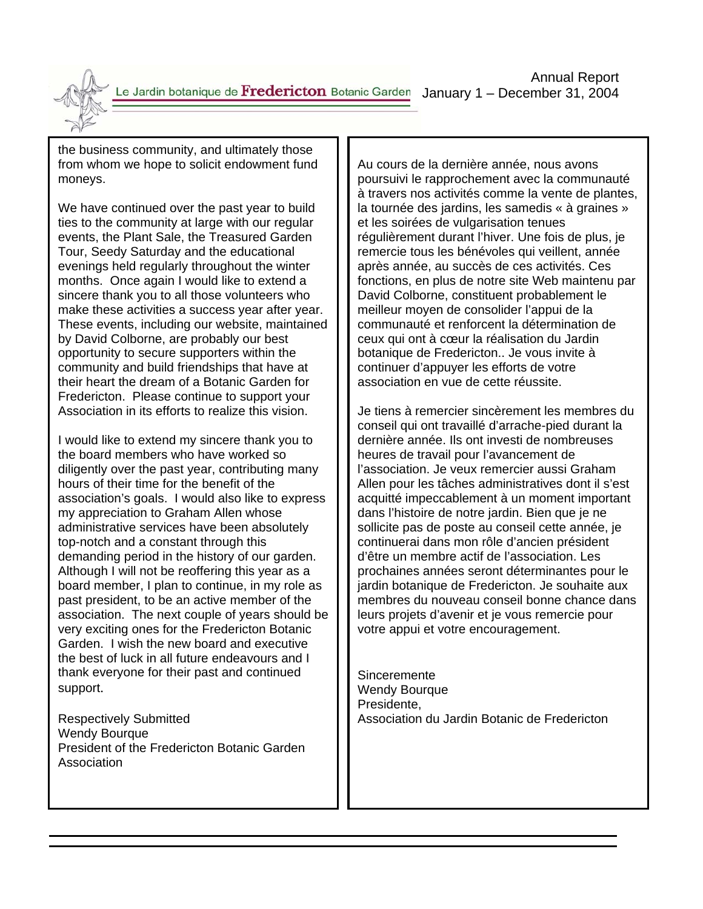the business community, and ultimately those from whom we hope to solicit endowment fund moneys.

We have continued over the past year to build ties to the community at large with our regular events, the Plant Sale, the Treasured Garden Tour, Seedy Saturday and the educational evenings held regularly throughout the winter months. Once again I would like to extend a sincere thank you to all those volunteers who make these activities a success year after year. These events, including our website, maintained by David Colborne, are probably our best opportunity to secure supporters within the community and build friendships that have at their heart the dream of a Botanic Garden for Fredericton. Please continue to support your Association in its efforts to realize this vision.

I would like to extend my sincere thank you to the board members who have worked so diligently over the past year, contributing many hours of their time for the benefit of the association's goals. I would also like to express my appreciation to Graham Allen whose administrative services have been absolutely top-notch and a constant through this demanding period in the history of our garden. Although I will not be reoffering this year as a board member, I plan to continue, in my role as past president, to be an active member of the association. The next couple of years should be very exciting ones for the Fredericton Botanic Garden. I wish the new board and executive the best of luck in all future endeavours and I thank everyone for their past and continued support.

Respectively Submitted
Wendy Bourque
President of the Fredericton Botanic Garden Association

Au cours de la dernière année, nous avons poursuivi le rapprochement avec la communauté à travers nos activités comme la vente de plantes, la tournée des jardins, les samedis « à graines » et les soirées de vulgarisation tenues régulièrement durant l'hiver. Une fois de plus, je remercie tous les bénévoles qui veillent, année après année, au succès de ces activités. Ces fonctions, en plus de notre site Web maintenu par David Colborne, constituent probablement le meilleur moyen de consolider l'appui de la communauté et renforcent la détermination de ceux qui ont à cœur la réalisation du Jardin botanique de Fredericton.. Je vous invite à continuer d'appuyer les efforts de votre association en vue de cette réussite.

Je tiens à remercier sincèrement les membres du conseil qui ont travaillé d'arrache-pied durant la dernière année. Ils ont investi de nombreuses heures de travail pour l'avancement de l'association. Je veux remercier aussi Graham Allen pour les tâches administratives dont il s'est acquitté impeccablement à un moment important dans l'histoire de notre jardin. Bien que je ne sollicite pas de poste au conseil cette année, je continuerai dans mon rôle d'ancien président d'être un membre actif de l'association. Les prochaines années seront déterminantes pour le jardin botanique de Fredericton. Je souhaite aux membres du nouveau conseil bonne chance dans leurs projets d'avenir et je vous remercie pour votre appui et votre encouragement.

Sinceremente
Wendy Bourque
Presidente,
Association du Jardin Botanic de Fredericton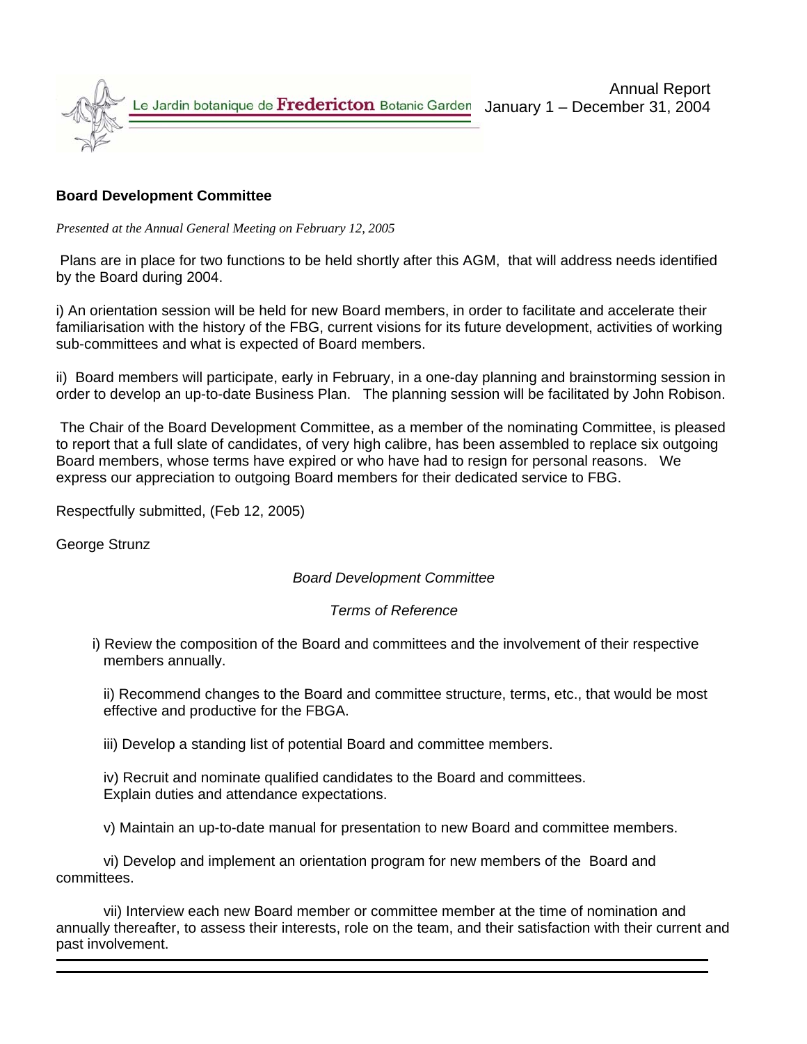## Board Development Committee

*Presented at the Annual General Meeting on February 12, 2005*

Plans are in place for two functions to be held shortly after this AGM, that will address needs identified by the Board during 2004.

i) An orientation session will be held for new Board members, in order to facilitate and accelerate their familiarisation with the history of the FBG, current visions for its future development, activities of working sub-committees and what is expected of Board members.

ii) Board members will participate, early in February, in a one-day planning and brainstorming session in order to develop an up-to-date Business Plan. The planning session will be facilitated by John Robison.

The Chair of the Board Development Committee, as a member of the nominating Committee, is pleased to report that a full slate of candidates, of very high calibre, has been assembled to replace six outgoing Board members, whose terms have expired or who have had to resign for personal reasons. We express our appreciation to outgoing Board members for their dedicated service to FBG.

Respectfully submitted, (Feb 12, 2005)

George Strunz

*Board Development Committee*

*Terms of Reference*

i) Review the composition of the Board and committees and the involvement of their respective members annually.

ii) Recommend changes to the Board and committee structure, terms, etc., that would be most effective and productive for the FBGA.

iii) Develop a standing list of potential Board and committee members.

iv) Recruit and nominate qualified candidates to the Board and committees. Explain duties and attendance expectations.

v) Maintain an up-to-date manual for presentation to new Board and committee members.

vi) Develop and implement an orientation program for new members of the Board and committees.

vii) Interview each new Board member or committee member at the time of nomination and annually thereafter, to assess their interests, role on the team, and their satisfaction with their current and past involvement.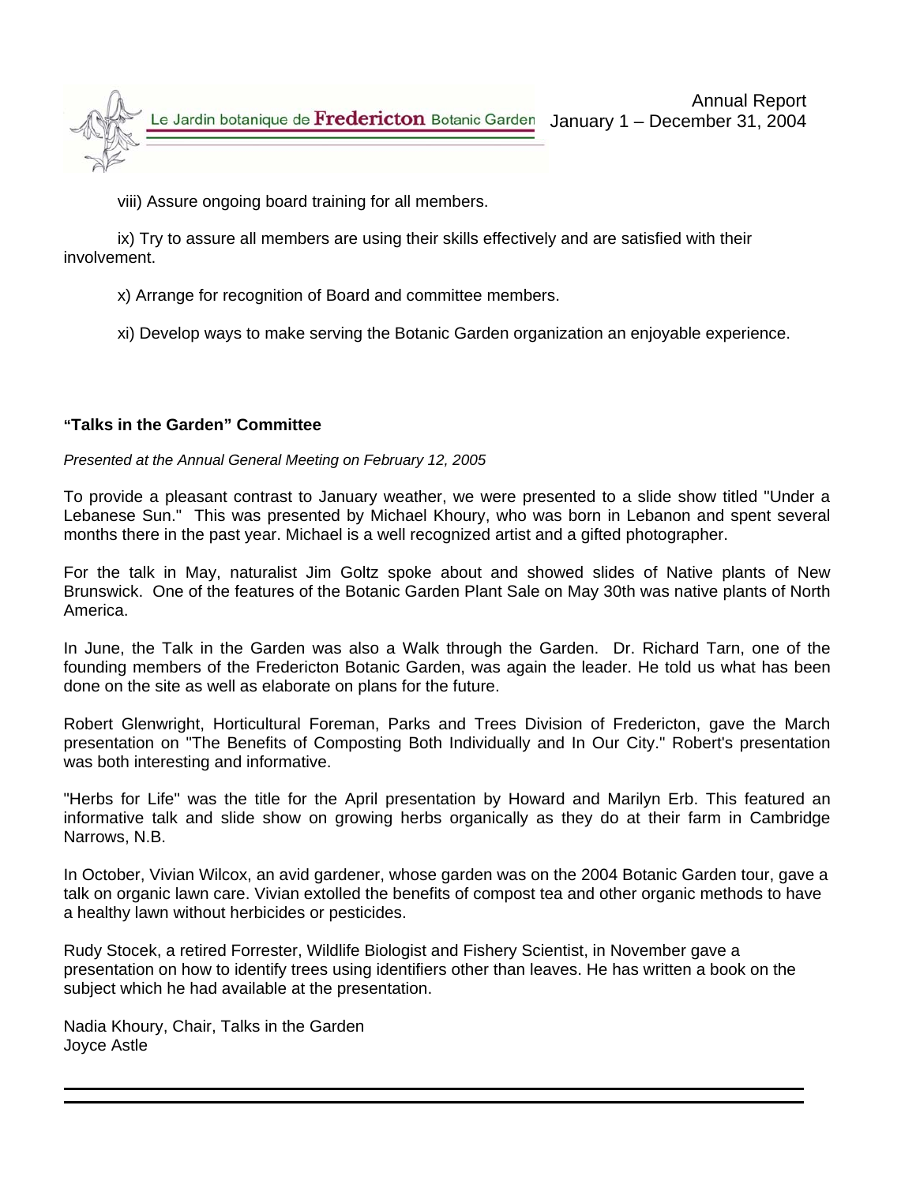viii) Assure ongoing board training for all members.

ix) Try to assure all members are using their skills effectively and are satisfied with their involvement.

x) Arrange for recognition of Board and committee members.

xi) Develop ways to make serving the Botanic Garden organization an enjoyable experience.

## "Talks in the Garden" Committee

*Presented at the Annual General Meeting on February 12, 2005*

To provide a pleasant contrast to January weather, we were presented to a slide show titled "Under a Lebanese Sun." This was presented by Michael Khoury, who was born in Lebanon and spent several months there in the past year. Michael is a well recognized artist and a gifted photographer.

For the talk in May, naturalist Jim Goltz spoke about and showed slides of Native plants of New Brunswick. One of the features of the Botanic Garden Plant Sale on May 30th was native plants of North America.

In June, the Talk in the Garden was also a Walk through the Garden. Dr. Richard Tarn, one of the founding members of the Fredericton Botanic Garden, was again the leader. He told us what has been done on the site as well as elaborate on plans for the future.

Robert Glenwright, Horticultural Foreman, Parks and Trees Division of Fredericton, gave the March presentation on "The Benefits of Composting Both Individually and In Our City." Robert's presentation was both interesting and informative.

"Herbs for Life" was the title for the April presentation by Howard and Marilyn Erb. This featured an informative talk and slide show on growing herbs organically as they do at their farm in Cambridge Narrows, N.B.

In October, Vivian Wilcox, an avid gardener, whose garden was on the 2004 Botanic Garden tour, gave a talk on organic lawn care. Vivian extolled the benefits of compost tea and other organic methods to have a healthy lawn without herbicides or pesticides.

Rudy Stocek, a retired Forrester, Wildlife Biologist and Fishery Scientist, in November gave a presentation on how to identify trees using identifiers other than leaves. He has written a book on the subject which he had available at the presentation.

Nadia Khoury, Chair, Talks in the Garden
Joyce Astle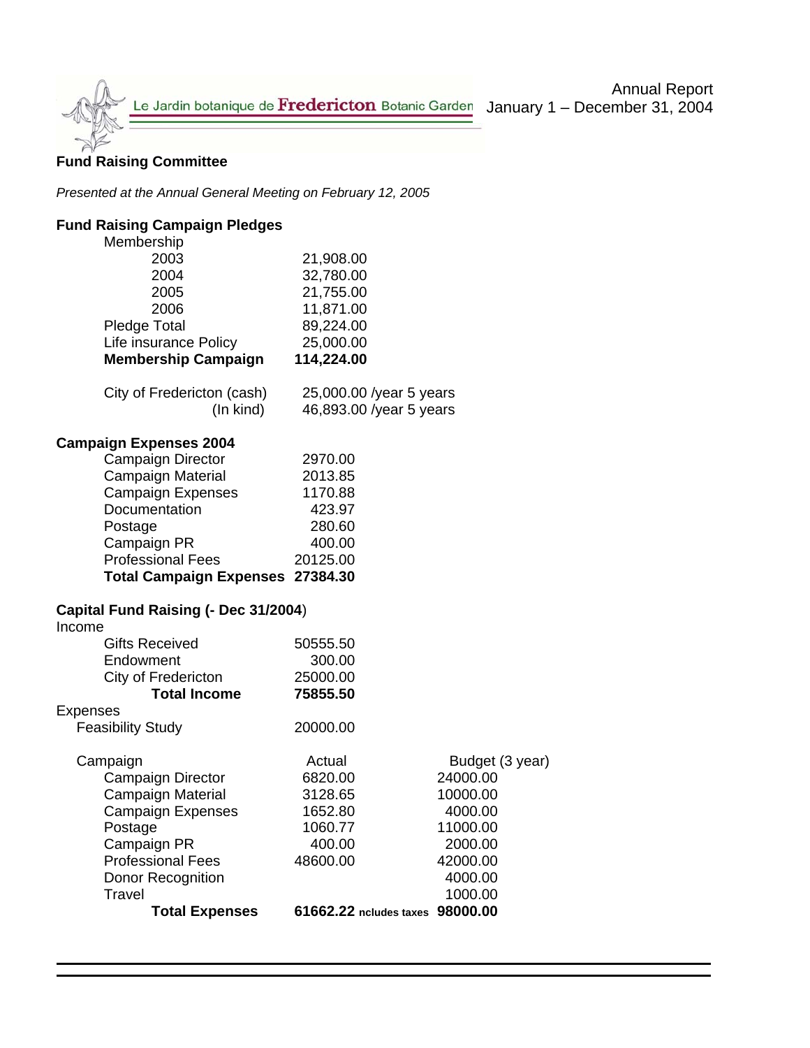Le Jardin botanique de **Fredericton** Botanic Garden

Annual Report
January 1 – December 31, 2004

## Fund Raising Committee

*Presented at the Annual General Meeting on February 12, 2005*

### Fund Raising Campaign Pledges

| | |
|---|---|
| Membership | |
| 2003 | 21,908.00 |
| 2004 | 32,780.00 |
| 2005 | 21,755.00 |
| 2006 | 11,871.00 |
| Pledge Total | 89,224.00 |
| Life insurance Policy | 25,000.00 |
| **Membership Campaign** | **114,224.00** |
| City of Fredericton (cash) | 25,000.00 /year 5 years |
| (In kind) | 46,893.00 /year 5 years |

### Campaign Expenses 2004

| | |
|---|---|
| Campaign Director | 2970.00 |
| Campaign Material | 2013.85 |
| Campaign Expenses | 1170.88 |
| Documentation | 423.97 |
| Postage | 280.60 |
| Campaign PR | 400.00 |
| Professional Fees | 20125.00 |
| **Total Campaign Expenses** | **27384.30** |

### Capital Fund Raising (- Dec 31/2004)

| | | |
|---|---|---|
| Income | | |
| Gifts Received | 50555.50 | |
| Endowment | 300.00 | |
| City of Fredericton | 25000.00 | |
| **Total Income** | **75855.50** | |
| Expenses | | |
| Feasibility Study | 20000.00 | |
| Campaign | Actual | Budget (3 year) |
| Campaign Director | 6820.00 | 24000.00 |
| Campaign Material | 3128.65 | 10000.00 |
| Campaign Expenses | 1652.80 | 4000.00 |
| Postage | 1060.77 | 11000.00 |
| Campaign PR | 400.00 | 2000.00 |
| Professional Fees | 48600.00 | 42000.00 |
| Donor Recognition | | 4000.00 |
| Travel | | 1000.00 |
| **Total Expenses** | **61662.22** ncludes taxes | **98000.00** |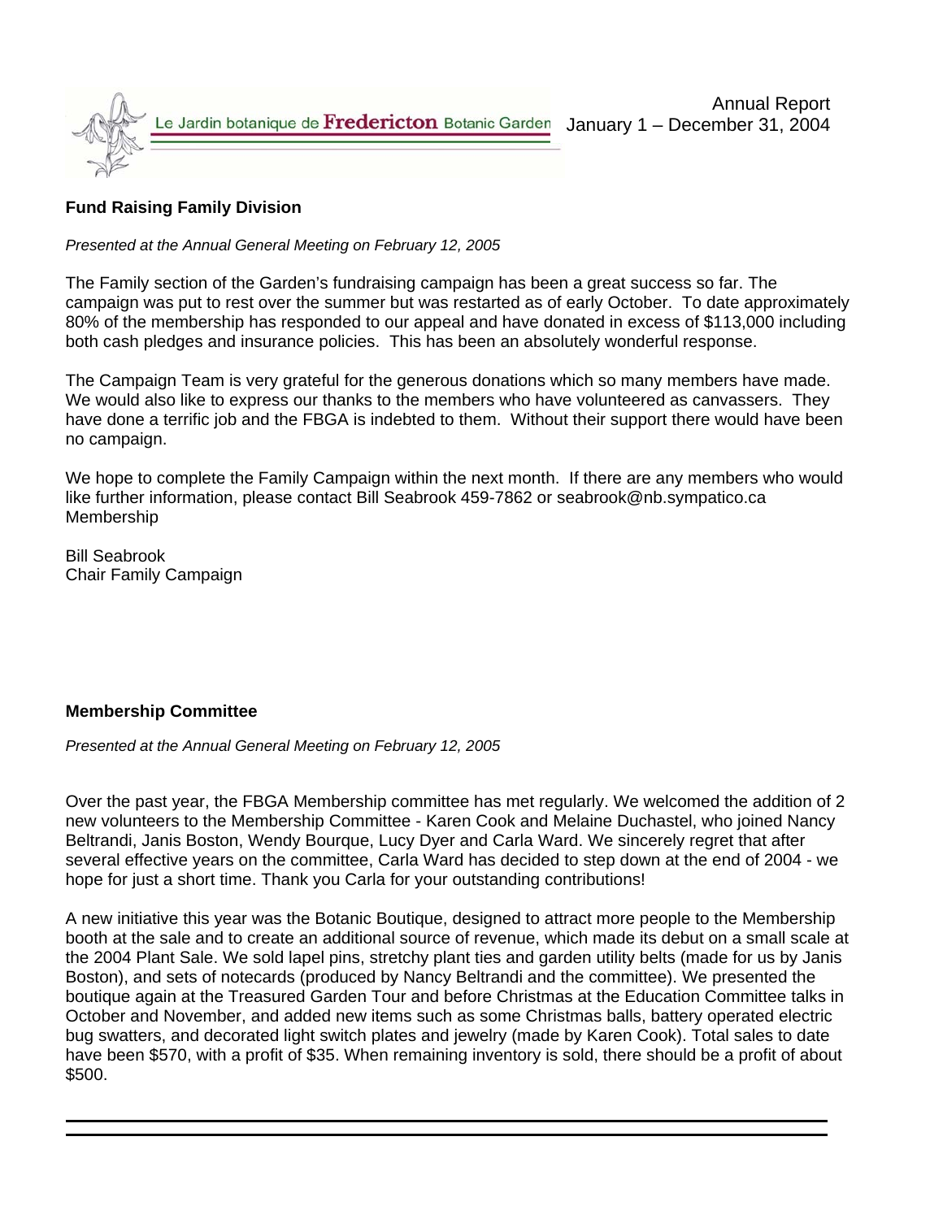## Fund Raising Family Division

*Presented at the Annual General Meeting on February 12, 2005*

The Family section of the Garden's fundraising campaign has been a great success so far. The campaign was put to rest over the summer but was restarted as of early October. To date approximately 80% of the membership has responded to our appeal and have donated in excess of $113,000 including both cash pledges and insurance policies. This has been an absolutely wonderful response.

The Campaign Team is very grateful for the generous donations which so many members have made. We would also like to express our thanks to the members who have volunteered as canvassers. They have done a terrific job and the FBGA is indebted to them. Without their support there would have been no campaign.

We hope to complete the Family Campaign within the next month. If there are any members who would like further information, please contact Bill Seabrook 459-7862 or seabrook@nb.sympatico.ca Membership

Bill Seabrook
Chair Family Campaign

## Membership Committee

*Presented at the Annual General Meeting on February 12, 2005*

Over the past year, the FBGA Membership committee has met regularly. We welcomed the addition of 2 new volunteers to the Membership Committee - Karen Cook and Melaine Duchastel, who joined Nancy Beltrandi, Janis Boston, Wendy Bourque, Lucy Dyer and Carla Ward. We sincerely regret that after several effective years on the committee, Carla Ward has decided to step down at the end of 2004 - we hope for just a short time. Thank you Carla for your outstanding contributions!

A new initiative this year was the Botanic Boutique, designed to attract more people to the Membership booth at the sale and to create an additional source of revenue, which made its debut on a small scale at the 2004 Plant Sale. We sold lapel pins, stretchy plant ties and garden utility belts (made for us by Janis Boston), and sets of notecards (produced by Nancy Beltrandi and the committee). We presented the boutique again at the Treasured Garden Tour and before Christmas at the Education Committee talks in October and November, and added new items such as some Christmas balls, battery operated electric bug swatters, and decorated light switch plates and jewelry (made by Karen Cook). Total sales to date have been $570, with a profit of $35. When remaining inventory is sold, there should be a profit of about $500.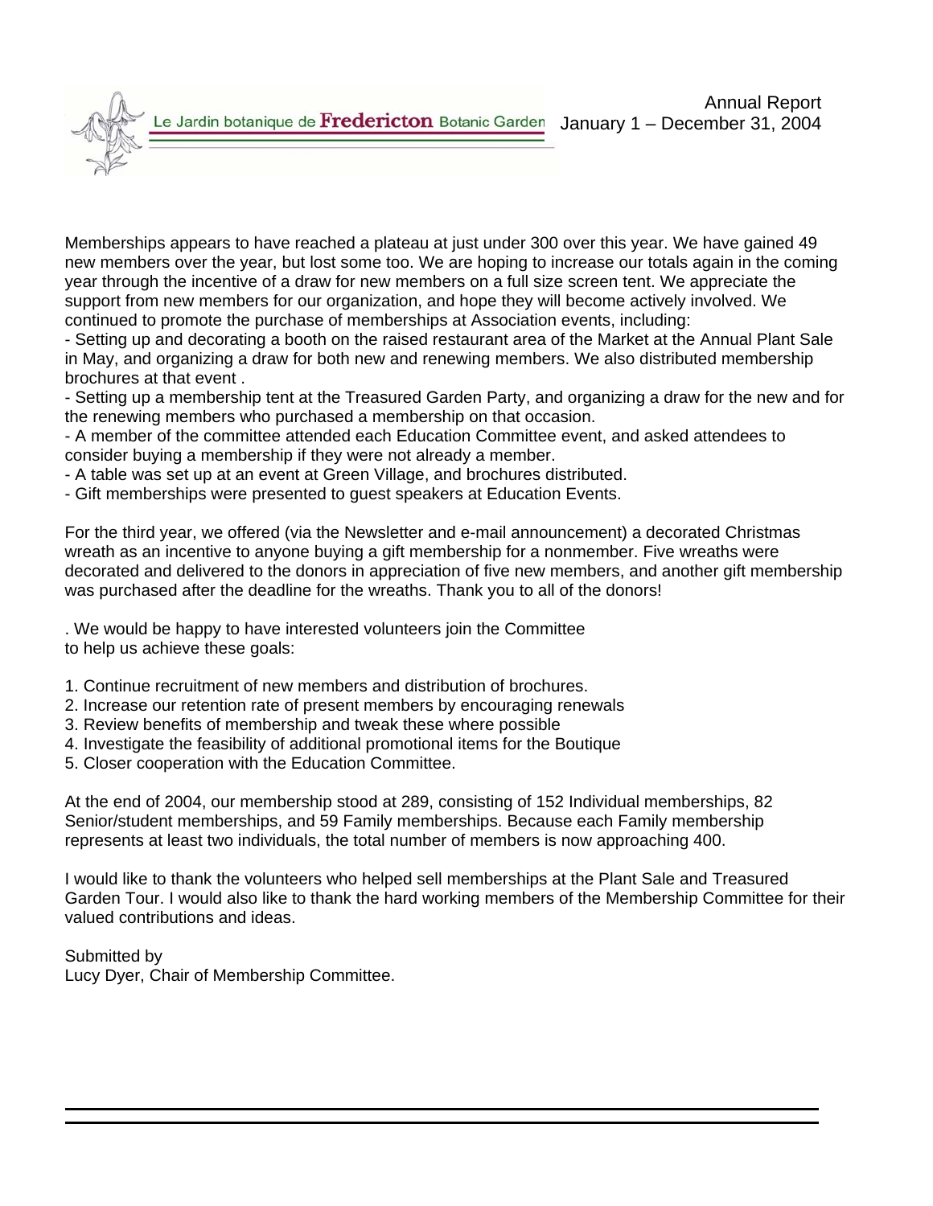Memberships appears to have reached a plateau at just under 300 over this year. We have gained 49 new members over the year, but lost some too. We are hoping to increase our totals again in the coming year through the incentive of a draw for new members on a full size screen tent. We appreciate the support from new members for our organization, and hope they will become actively involved. We continued to promote the purchase of memberships at Association events, including:

- Setting up and decorating a booth on the raised restaurant area of the Market at the Annual Plant Sale in May, and organizing a draw for both new and renewing members. We also distributed membership brochures at that event .
- Setting up a membership tent at the Treasured Garden Party, and organizing a draw for the new and for the renewing members who purchased a membership on that occasion.
- A member of the committee attended each Education Committee event, and asked attendees to consider buying a membership if they were not already a member.
- A table was set up at an event at Green Village, and brochures distributed.
- Gift memberships were presented to guest speakers at Education Events.

For the third year, we offered (via the Newsletter and e-mail announcement) a decorated Christmas wreath as an incentive to anyone buying a gift membership for a nonmember. Five wreaths were decorated and delivered to the donors in appreciation of five new members, and another gift membership was purchased after the deadline for the wreaths. Thank you to all of the donors!

. We would be happy to have interested volunteers join the Committee to help us achieve these goals:

1. Continue recruitment of new members and distribution of brochures.
2. Increase our retention rate of present members by encouraging renewals
3. Review benefits of membership and tweak these where possible
4. Investigate the feasibility of additional promotional items for the Boutique
5. Closer cooperation with the Education Committee.

At the end of 2004, our membership stood at 289, consisting of 152 Individual memberships, 82 Senior/student memberships, and 59 Family memberships. Because each Family membership represents at least two individuals, the total number of members is now approaching 400.

I would like to thank the volunteers who helped sell memberships at the Plant Sale and Treasured Garden Tour. I would also like to thank the hard working members of the Membership Committee for their valued contributions and ideas.

Submitted by
Lucy Dyer, Chair of Membership Committee.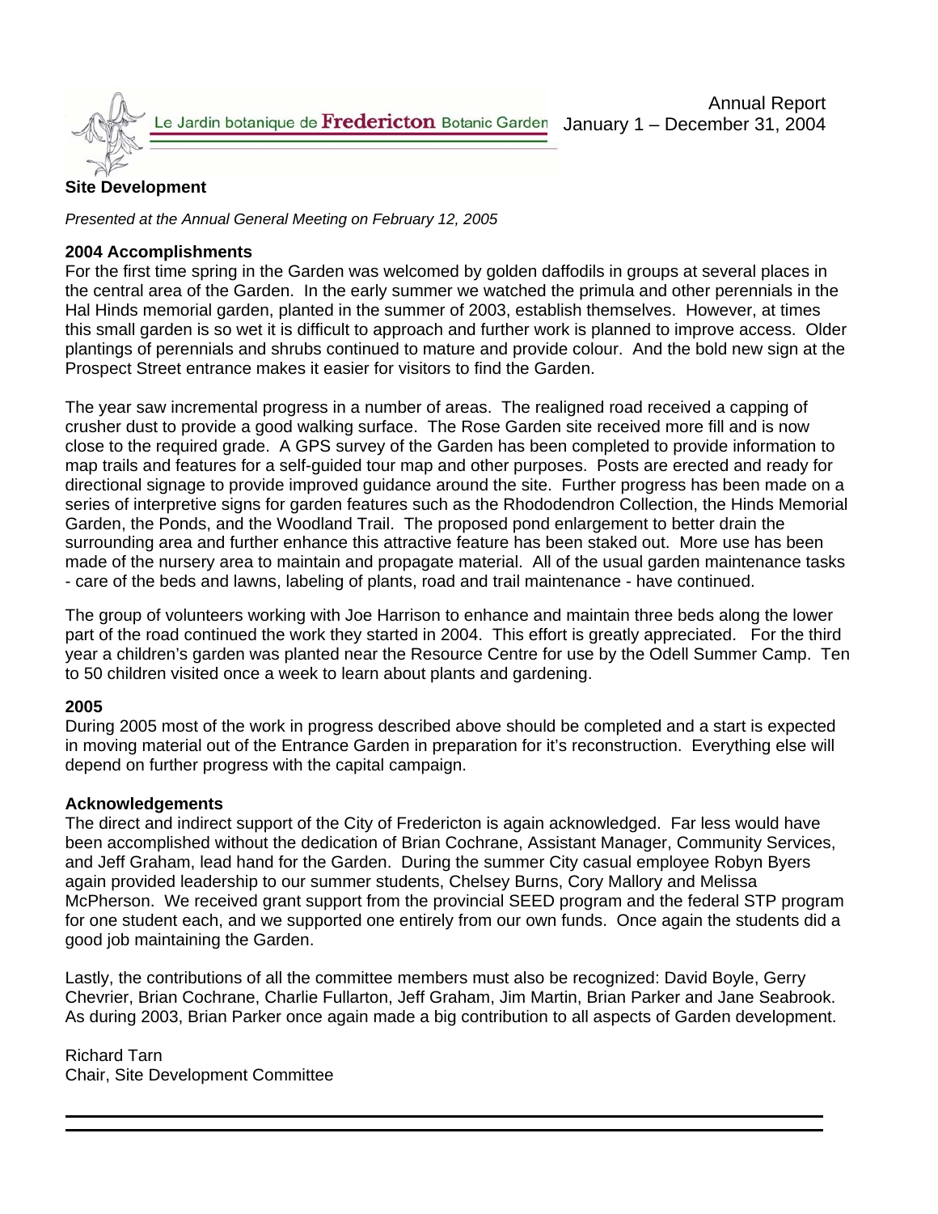## Site Development

*Presented at the Annual General Meeting on February 12, 2005*

**2004 Accomplishments**

For the first time spring in the Garden was welcomed by golden daffodils in groups at several places in the central area of the Garden. In the early summer we watched the primula and other perennials in the Hal Hinds memorial garden, planted in the summer of 2003, establish themselves. However, at times this small garden is so wet it is difficult to approach and further work is planned to improve access. Older plantings of perennials and shrubs continued to mature and provide colour. And the bold new sign at the Prospect Street entrance makes it easier for visitors to find the Garden.

The year saw incremental progress in a number of areas. The realigned road received a capping of crusher dust to provide a good walking surface. The Rose Garden site received more fill and is now close to the required grade. A GPS survey of the Garden has been completed to provide information to map trails and features for a self-guided tour map and other purposes. Posts are erected and ready for directional signage to provide improved guidance around the site. Further progress has been made on a series of interpretive signs for garden features such as the Rhododendron Collection, the Hinds Memorial Garden, the Ponds, and the Woodland Trail. The proposed pond enlargement to better drain the surrounding area and further enhance this attractive feature has been staked out. More use has been made of the nursery area to maintain and propagate material. All of the usual garden maintenance tasks - care of the beds and lawns, labeling of plants, road and trail maintenance - have continued.

The group of volunteers working with Joe Harrison to enhance and maintain three beds along the lower part of the road continued the work they started in 2004. This effort is greatly appreciated. For the third year a children's garden was planted near the Resource Centre for use by the Odell Summer Camp. Ten to 50 children visited once a week to learn about plants and gardening.

**2005**

During 2005 most of the work in progress described above should be completed and a start is expected in moving material out of the Entrance Garden in preparation for it's reconstruction. Everything else will depend on further progress with the capital campaign.

**Acknowledgements**

The direct and indirect support of the City of Fredericton is again acknowledged. Far less would have been accomplished without the dedication of Brian Cochrane, Assistant Manager, Community Services, and Jeff Graham, lead hand for the Garden. During the summer City casual employee Robyn Byers again provided leadership to our summer students, Chelsey Burns, Cory Mallory and Melissa McPherson. We received grant support from the provincial SEED program and the federal STP program for one student each, and we supported one entirely from our own funds. Once again the students did a good job maintaining the Garden.

Lastly, the contributions of all the committee members must also be recognized: David Boyle, Gerry Chevrier, Brian Cochrane, Charlie Fullarton, Jeff Graham, Jim Martin, Brian Parker and Jane Seabrook. As during 2003, Brian Parker once again made a big contribution to all aspects of Garden development.

Richard Tarn
Chair, Site Development Committee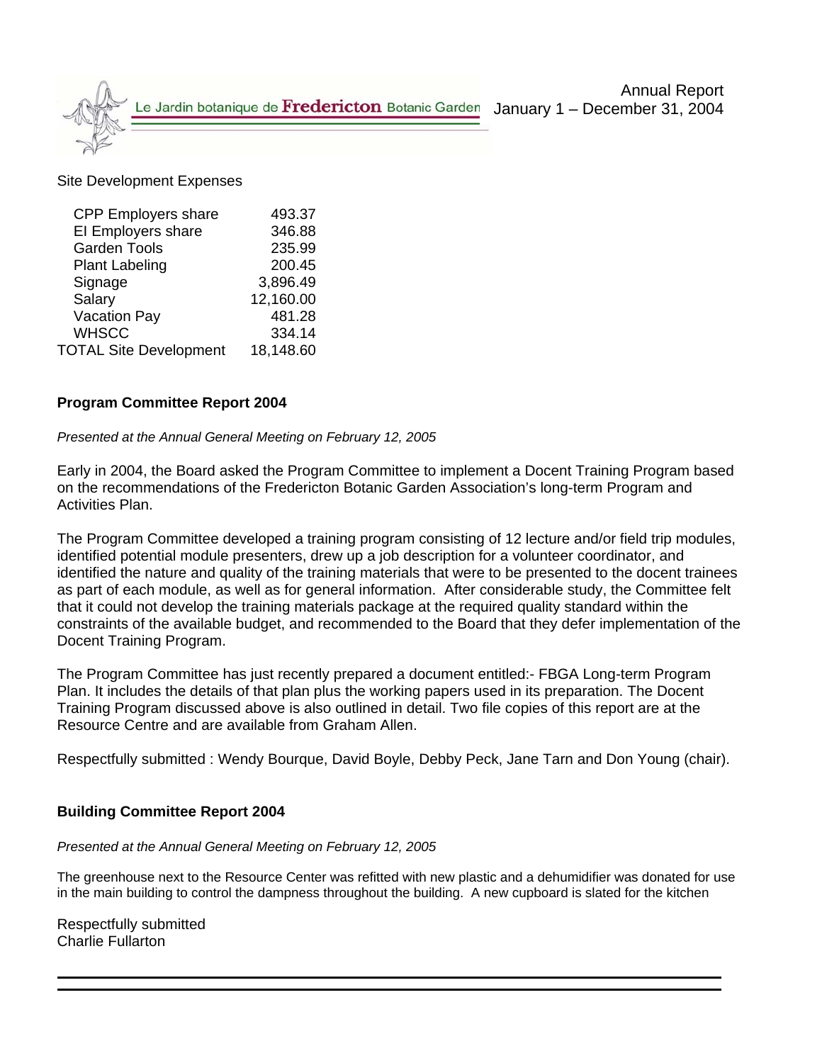Site Development Expenses

| | |
|---|---|
| CPP Employers share | 493.37 |
| EI Employers share | 346.88 |
| Garden Tools | 235.99 |
| Plant Labeling | 200.45 |
| Signage | 3,896.49 |
| Salary | 12,160.00 |
| Vacation Pay | 481.28 |
| WHSCC | 334.14 |
| TOTAL Site Development | 18,148.60 |

**Program Committee Report 2004**

*Presented at the Annual General Meeting on February 12, 2005*

Early in 2004, the Board asked the Program Committee to implement a Docent Training Program based on the recommendations of the Fredericton Botanic Garden Association's long-term Program and Activities Plan.

The Program Committee developed a training program consisting of 12 lecture and/or field trip modules, identified potential module presenters, drew up a job description for a volunteer coordinator, and identified the nature and quality of the training materials that were to be presented to the docent trainees as part of each module, as well as for general information. After considerable study, the Committee felt that it could not develop the training materials package at the required quality standard within the constraints of the available budget, and recommended to the Board that they defer implementation of the Docent Training Program.

The Program Committee has just recently prepared a document entitled:- FBGA Long-term Program Plan. It includes the details of that plan plus the working papers used in its preparation. The Docent Training Program discussed above is also outlined in detail. Two file copies of this report are at the Resource Centre and are available from Graham Allen.

Respectfully submitted : Wendy Bourque, David Boyle, Debby Peck, Jane Tarn and Don Young (chair).

**Building Committee Report 2004**

*Presented at the Annual General Meeting on February 12, 2005*

The greenhouse next to the Resource Center was refitted with new plastic and a dehumidifier was donated for use in the main building to control the dampness throughout the building. A new cupboard is slated for the kitchen

Respectfully submitted
Charlie Fullarton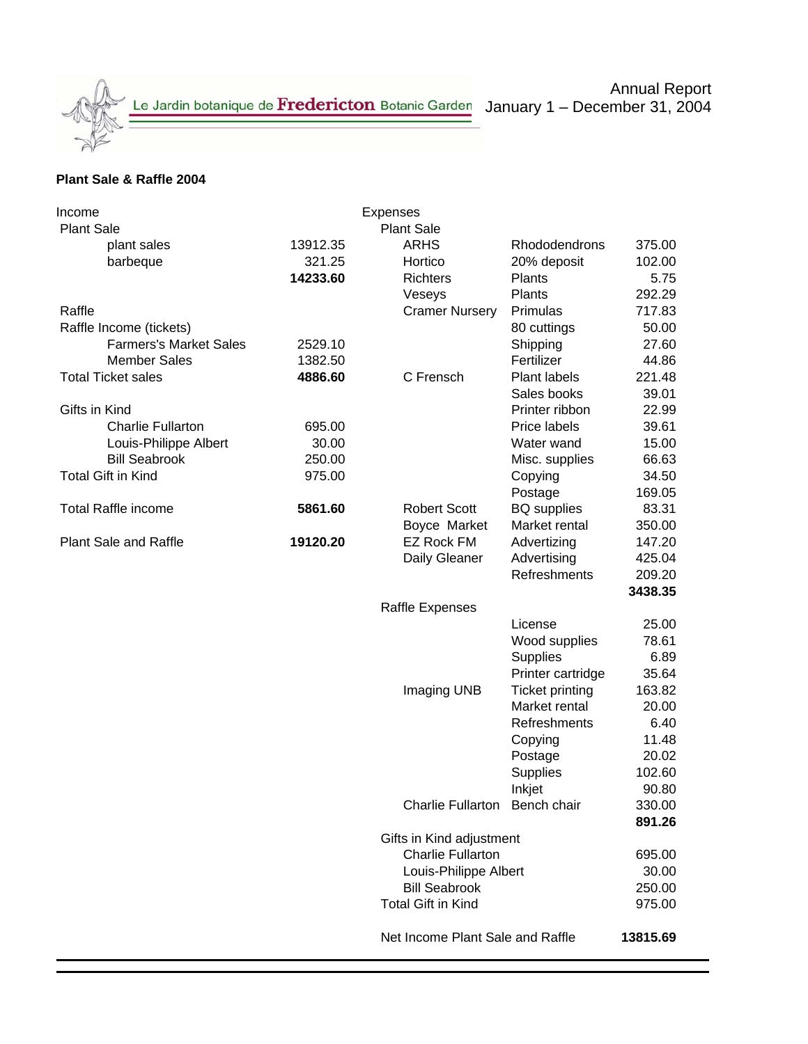Le Jardin botanique de **Fredericton** Botanic Garden

Annual Report
January 1 – December 31, 2004

**Plant Sale & Raffle 2004**

| Income | |
|---|---|
| Plant Sale | |
| plant sales | 13912.35 |
| barbeque | 321.25 |
| | **14233.60** |
| Raffle | |
| Raffle Income (tickets) | |
| Farmers's Market Sales | 2529.10 |
| Member Sales | 1382.50 |
| Total Ticket sales | **4886.60** |
| Gifts in Kind | |
| Charlie Fullarton | 695.00 |
| Louis-Philippe Albert | 30.00 |
| Bill Seabrook | 250.00 |
| Total Gift in Kind | 975.00 |
| Total Raffle income | **5861.60** |
| Plant Sale and Raffle | **19120.20** |

| Expenses | | |
|---|---|---|
| Plant Sale | | |
| ARHS | Rhododendrons | 375.00 |
| Hortico | 20% deposit | 102.00 |
| Richters | Plants | 5.75 |
| Veseys | Plants | 292.29 |
| Cramer Nursery | Primulas | 717.83 |
| | 80 cuttings | 50.00 |
| | Shipping | 27.60 |
| | Fertilizer | 44.86 |
| C Frensch | Plant labels | 221.48 |
| | Sales books | 39.01 |
| | Printer ribbon | 22.99 |
| | Price labels | 39.61 |
| | Water wand | 15.00 |
| | Misc. supplies | 66.63 |
| | Copying | 34.50 |
| | Postage | 169.05 |
| Robert Scott | BQ supplies | 83.31 |
| Boyce Market | Market rental | 350.00 |
| EZ Rock FM | Advertizing | 147.20 |
| Daily Gleaner | Advertising | 425.04 |
| | Refreshments | 209.20 |
| | | **3438.35** |
| Raffle Expenses | | |
| | License | 25.00 |
| | Wood supplies | 78.61 |
| | Supplies | 6.89 |
| | Printer cartridge | 35.64 |
| Imaging UNB | Ticket printing | 163.82 |
| | Market rental | 20.00 |
| | Refreshments | 6.40 |
| | Copying | 11.48 |
| | Postage | 20.02 |
| | Supplies | 102.60 |
| | Inkjet | 90.80 |
| Charlie Fullarton | Bench chair | 330.00 |
| | | **891.26** |
| Gifts in Kind adjustment | | |
| Charlie Fullarton | | 695.00 |
| Louis-Philippe Albert | | 30.00 |
| Bill Seabrook | | 250.00 |
| Total Gift in Kind | | 975.00 |
| Net Income Plant Sale and Raffle | | **13815.69** |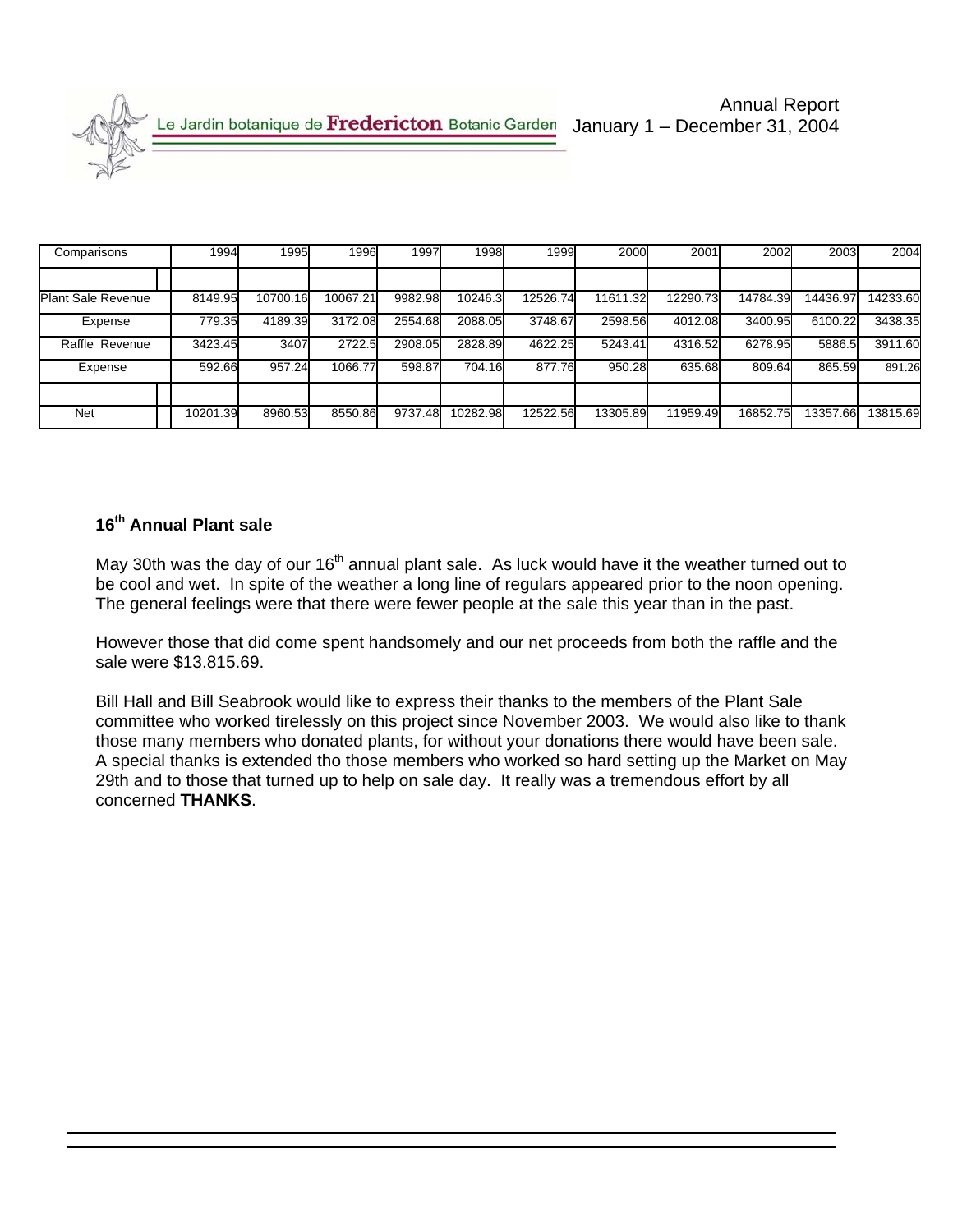Le Jardin botanique de **Fredericton** Botanic Garden

Annual Report
January 1 – December 31, 2004

| Comparisons | | 1994 | 1995 | 1996 | 1997 | 1998 | 1999 | 2000 | 2001 | 2002 | 2003 | 2004 |
|---|---|---|---|---|---|---|---|---|---|---|---|---|
| | | | | | | | | | | | | |
| Plant Sale Revenue | | 8149.95 | 10700.16 | 10067.21 | 9982.98 | 10246.3 | 12526.74 | 11611.32 | 12290.73 | 14784.39 | 14436.97 | 14233.60 |
| Expense | | 779.35 | 4189.39 | 3172.08 | 2554.68 | 2088.05 | 3748.67 | 2598.56 | 4012.08 | 3400.95 | 6100.22 | 3438.35 |
| Raffle Revenue | | 3423.45 | 3407 | 2722.5 | 2908.05 | 2828.89 | 4622.25 | 5243.41 | 4316.52 | 6278.95 | 5886.5 | 3911.60 |
| Expense | | 592.66 | 957.24 | 1066.77 | 598.87 | 704.16 | 877.76 | 950.28 | 635.68 | 809.64 | 865.59 | 891.26 |
| | | | | | | | | | | | | |
| Net | | 10201.39 | 8960.53 | 8550.86 | 9737.48 | 10282.98 | 12522.56 | 13305.89 | 11959.49 | 16852.75 | 13357.66 | 13815.69 |

## 16th Annual Plant sale

May 30th was the day of our 16th annual plant sale. As luck would have it the weather turned out to be cool and wet. In spite of the weather a long line of regulars appeared prior to the noon opening. The general feelings were that there were fewer people at the sale this year than in the past.

However those that did come spent handsomely and our net proceeds from both the raffle and the sale were $13.815.69.

Bill Hall and Bill Seabrook would like to express their thanks to the members of the Plant Sale committee who worked tirelessly on this project since November 2003. We would also like to thank those many members who donated plants, for without your donations there would have been sale. A special thanks is extended tho those members who worked so hard setting up the Market on May 29th and to those that turned up to help on sale day. It really was a tremendous effort by all concerned **THANKS**.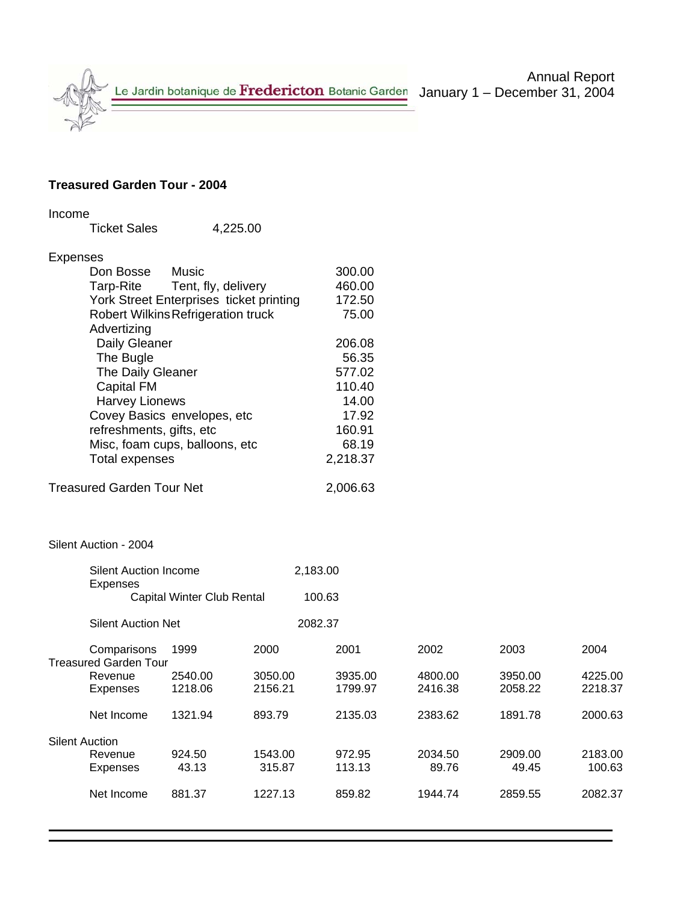Le Jardin botanique de **Fredericton** Botanic Garden

Annual Report
January 1 – December 31, 2004

## Treasured Garden Tour - 2004

Income

| | | |
|---|---|---|
| Ticket Sales | 4,225.00 | |

Expenses

| | | |
|---|---|---|
| Don Bosse | Music | 300.00 |
| Tarp-Rite | Tent, fly, delivery | 460.00 |
| York Street Enterprises | ticket printing | 172.50 |
| Robert Wilkins | Refrigeration truck | 75.00 |
| Advertizing | | |
| Daily Gleaner | | 206.08 |
| The Bugle | | 56.35 |
| The Daily Gleaner | | 577.02 |
| Capital FM | | 110.40 |
| Harvey Lionews | | 14.00 |
| Covey Basics | envelopes, etc | 17.92 |
| refreshments, gifts, etc | | 160.91 |
| Misc, foam cups, balloons, etc | | 68.19 |
| Total expenses | | 2,218.37 |

Treasured Garden Tour Net 2,006.63

Silent Auction - 2004

| | |
|---|---|
| Silent Auction Income | 2,183.00 |
| Expenses | |
| Capital Winter Club Rental | 100.63 |
| Silent Auction Net | 2082.37 |

| Comparisons | 1999 | 2000 | 2001 | 2002 | 2003 | 2004 |
|---|---|---|---|---|---|---|
| **Treasured Garden Tour** | | | | | | |
| Revenue | 2540.00 | 3050.00 | 3935.00 | 4800.00 | 3950.00 | 4225.00 |
| Expenses | 1218.06 | 2156.21 | 1799.97 | 2416.38 | 2058.22 | 2218.37 |
| Net Income | 1321.94 | 893.79 | 2135.03 | 2383.62 | 1891.78 | 2000.63 |
| **Silent Auction** | | | | | | |
| Revenue | 924.50 | 1543.00 | 972.95 | 2034.50 | 2909.00 | 2183.00 |
| Expenses | 43.13 | 315.87 | 113.13 | 89.76 | 49.45 | 100.63 |
| Net Income | 881.37 | 1227.13 | 859.82 | 1944.74 | 2859.55 | 2082.37 |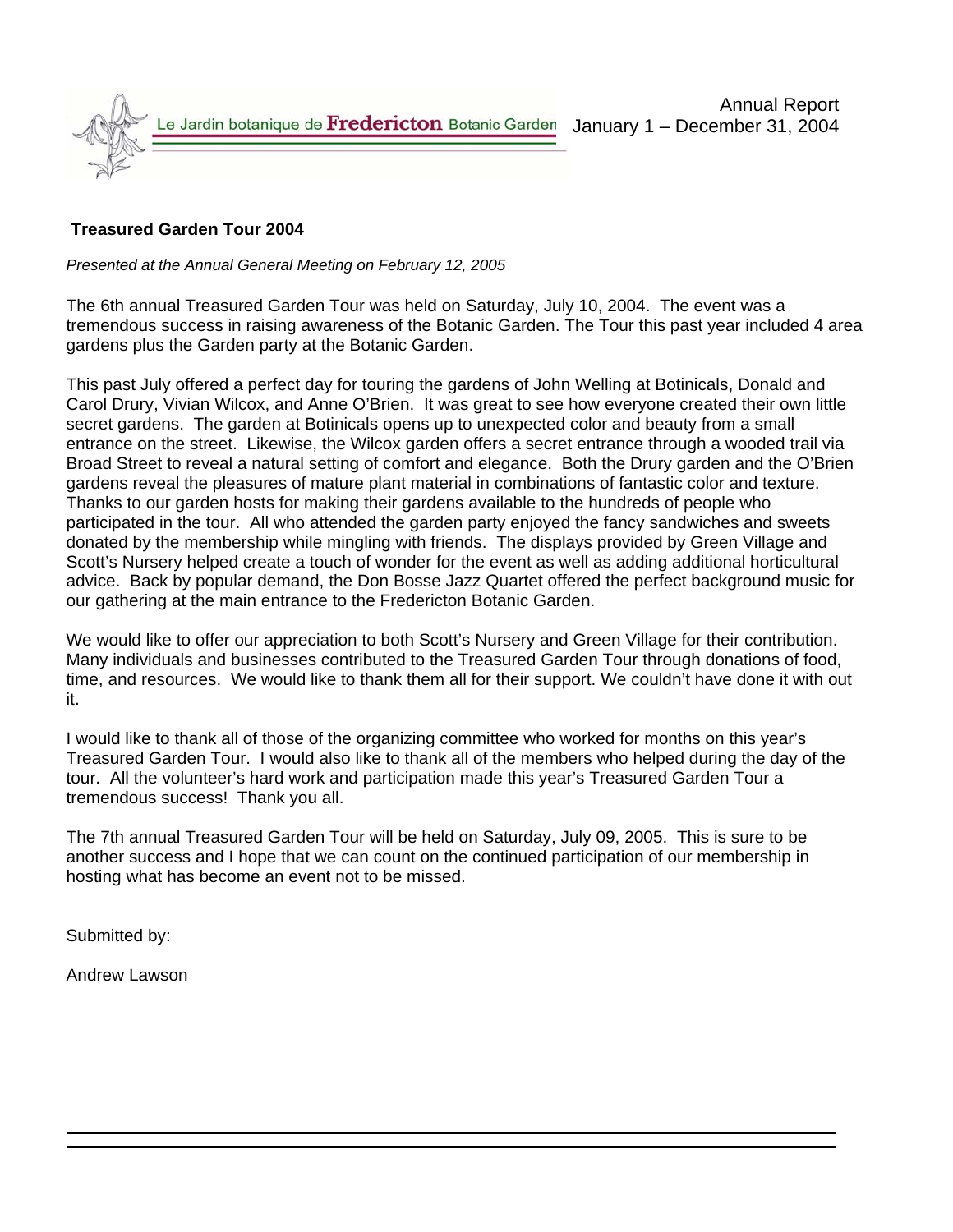**Treasured Garden Tour 2004**

*Presented at the Annual General Meeting on February 12, 2005*

The 6th annual Treasured Garden Tour was held on Saturday, July 10, 2004. The event was a tremendous success in raising awareness of the Botanic Garden. The Tour this past year included 4 area gardens plus the Garden party at the Botanic Garden.

This past July offered a perfect day for touring the gardens of John Welling at Botinicals, Donald and Carol Drury, Vivian Wilcox, and Anne O'Brien. It was great to see how everyone created their own little secret gardens. The garden at Botinicals opens up to unexpected color and beauty from a small entrance on the street. Likewise, the Wilcox garden offers a secret entrance through a wooded trail via Broad Street to reveal a natural setting of comfort and elegance. Both the Drury garden and the O'Brien gardens reveal the pleasures of mature plant material in combinations of fantastic color and texture. Thanks to our garden hosts for making their gardens available to the hundreds of people who participated in the tour. All who attended the garden party enjoyed the fancy sandwiches and sweets donated by the membership while mingling with friends. The displays provided by Green Village and Scott's Nursery helped create a touch of wonder for the event as well as adding additional horticultural advice. Back by popular demand, the Don Bosse Jazz Quartet offered the perfect background music for our gathering at the main entrance to the Fredericton Botanic Garden.

We would like to offer our appreciation to both Scott's Nursery and Green Village for their contribution. Many individuals and businesses contributed to the Treasured Garden Tour through donations of food, time, and resources. We would like to thank them all for their support. We couldn't have done it with out it.

I would like to thank all of those of the organizing committee who worked for months on this year's Treasured Garden Tour. I would also like to thank all of the members who helped during the day of the tour. All the volunteer's hard work and participation made this year's Treasured Garden Tour a tremendous success! Thank you all.

The 7th annual Treasured Garden Tour will be held on Saturday, July 09, 2005. This is sure to be another success and I hope that we can count on the continued participation of our membership in hosting what has become an event not to be missed.

Submitted by:

Andrew Lawson